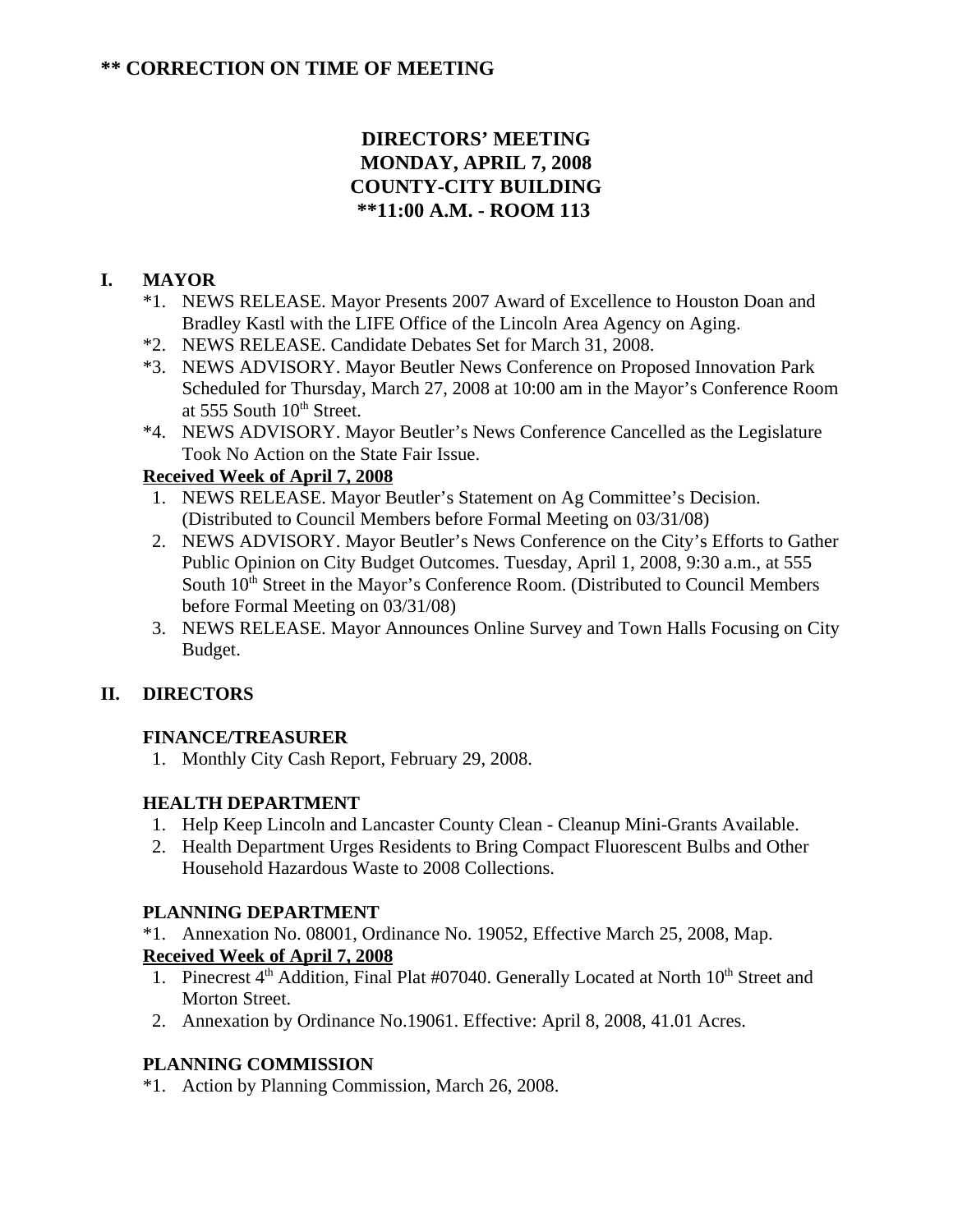**** CORRECTION ON TIME OF MEETING**

# DIRECTORS' MEETING
# MONDAY, APRIL 7, 2008
# COUNTY-CITY BUILDING
# **11:00 A.M. - ROOM 113

## I. MAYOR

*1. NEWS RELEASE. Mayor Presents 2007 Award of Excellence to Houston Doan and Bradley Kastl with the LIFE Office of the Lincoln Area Agency on Aging.

*2. NEWS RELEASE. Candidate Debates Set for March 31, 2008.

*3. NEWS ADVISORY. Mayor Beutler News Conference on Proposed Innovation Park Scheduled for Thursday, March 27, 2008 at 10:00 am in the Mayor's Conference Room at 555 South 10th Street.

*4. NEWS ADVISORY. Mayor Beutler's News Conference Cancelled as the Legislature Took No Action on the State Fair Issue.

**Received Week of April 7, 2008**

1. NEWS RELEASE. Mayor Beutler's Statement on Ag Committee's Decision. (Distributed to Council Members before Formal Meeting on 03/31/08)
2. NEWS ADVISORY. Mayor Beutler's News Conference on the City's Efforts to Gather Public Opinion on City Budget Outcomes. Tuesday, April 1, 2008, 9:30 a.m., at 555 South 10th Street in the Mayor's Conference Room. (Distributed to Council Members before Formal Meeting on 03/31/08)
3. NEWS RELEASE. Mayor Announces Online Survey and Town Halls Focusing on City Budget.

## II. DIRECTORS

### FINANCE/TREASURER

1. Monthly City Cash Report, February 29, 2008.

### HEALTH DEPARTMENT

1. Help Keep Lincoln and Lancaster County Clean - Cleanup Mini-Grants Available.
2. Health Department Urges Residents to Bring Compact Fluorescent Bulbs and Other Household Hazardous Waste to 2008 Collections.

### PLANNING DEPARTMENT

*1. Annexation No. 08001, Ordinance No. 19052, Effective March 25, 2008, Map.

**Received Week of April 7, 2008**

1. Pinecrest 4th Addition, Final Plat #07040. Generally Located at North 10th Street and Morton Street.
2. Annexation by Ordinance No.19061. Effective: April 8, 2008, 41.01 Acres.

### PLANNING COMMISSION

*1. Action by Planning Commission, March 26, 2008.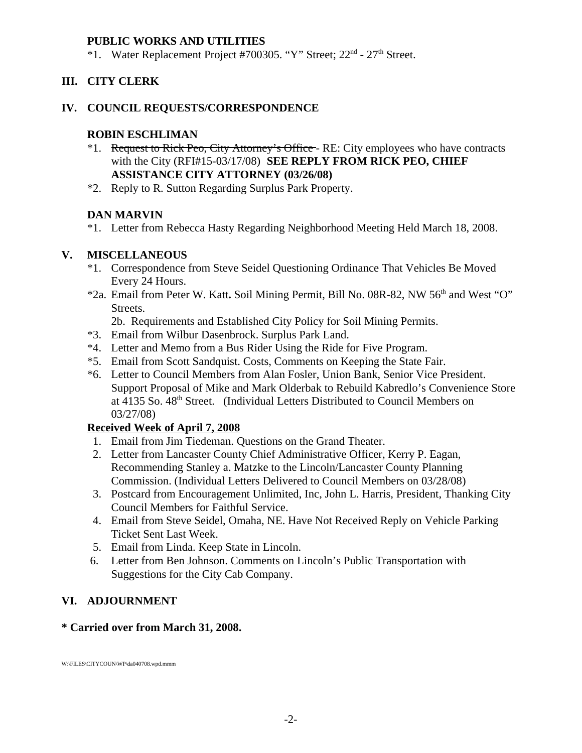**PUBLIC WORKS AND UTILITIES**

*1. Water Replacement Project #700305. "Y" Street; 22nd - 27th Street.

## III. CITY CLERK

## IV. COUNCIL REQUESTS/CORRESPONDENCE

**ROBIN ESCHLIMAN**

*1. ~~Request to Rick Peo, City Attorney's Office~~ - RE: City employees who have contracts with the City (RFI#15-03/17/08) **SEE REPLY FROM RICK PEO, CHIEF ASSISTANCE CITY ATTORNEY (03/26/08)**

*2. Reply to R. Sutton Regarding Surplus Park Property.

**DAN MARVIN**

*1. Letter from Rebecca Hasty Regarding Neighborhood Meeting Held March 18, 2008.

## V. MISCELLANEOUS

*1. Correspondence from Steve Seidel Questioning Ordinance That Vehicles Be Moved Every 24 Hours.

*2a. Email from Peter W. Katt**.** Soil Mining Permit, Bill No. 08R-82, NW 56th and West "O" Streets.

2b. Requirements and Established City Policy for Soil Mining Permits.

*3. Email from Wilbur Dasenbrock. Surplus Park Land.

*4. Letter and Memo from a Bus Rider Using the Ride for Five Program.

*5. Email from Scott Sandquist. Costs, Comments on Keeping the State Fair.

*6. Letter to Council Members from Alan Fosler, Union Bank, Senior Vice President. Support Proposal of Mike and Mark Olderbak to Rebuild Kabredlo's Convenience Store at 4135 So. 48th Street. (Individual Letters Distributed to Council Members on 03/27/08)

**Received Week of April 7, 2008**

1. Email from Jim Tiedeman. Questions on the Grand Theater.
2. Letter from Lancaster County Chief Administrative Officer, Kerry P. Eagan, Recommending Stanley a. Matzke to the Lincoln/Lancaster County Planning Commission. (Individual Letters Delivered to Council Members on 03/28/08)
3. Postcard from Encouragement Unlimited, Inc, John L. Harris, President, Thanking City Council Members for Faithful Service.
4. Email from Steve Seidel, Omaha, NE. Have Not Received Reply on Vehicle Parking Ticket Sent Last Week.
5. Email from Linda. Keep State in Lincoln.
6. Letter from Ben Johnson. Comments on Lincoln's Public Transportation with Suggestions for the City Cab Company.

## VI. ADJOURNMENT

**\* Carried over from March 31, 2008.**

W:\FILES\CITYCOUN\WP\da040708.wpd.mmm